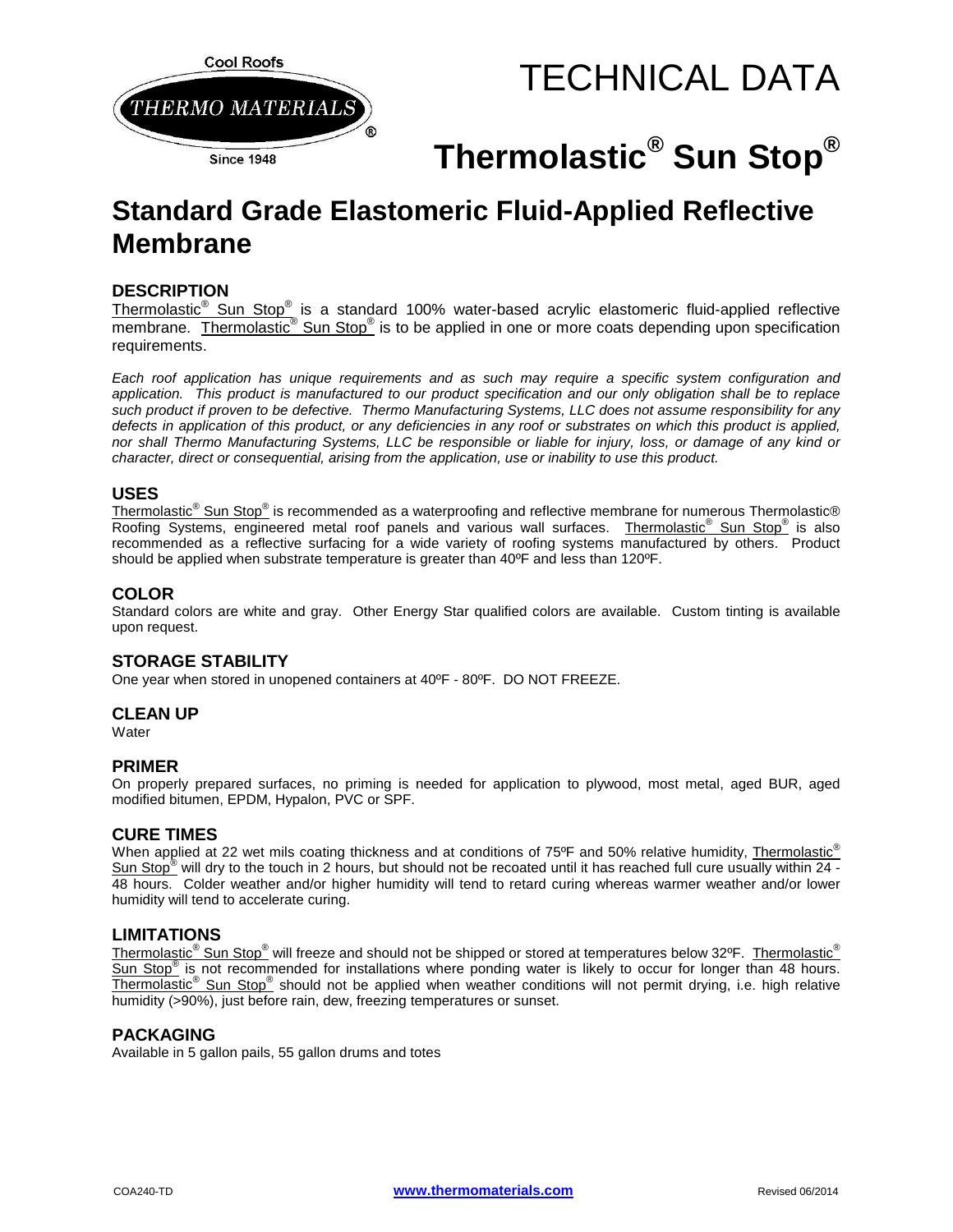Cool Roofs

THERMO MATERIALS®

Since 1948

# TECHNICAL DATA

# Thermolastic® Sun Stop®

## Standard Grade Elastomeric Fluid-Applied Reflective Membrane

### DESCRIPTION

Thermolastic® Sun Stop® is a standard 100% water-based acrylic elastomeric fluid-applied reflective membrane. Thermolastic® Sun Stop® is to be applied in one or more coats depending upon specification requirements.

*Each roof application has unique requirements and as such may require a specific system configuration and application. This product is manufactured to our product specification and our only obligation shall be to replace such product if proven to be defective. Thermo Manufacturing Systems, LLC does not assume responsibility for any defects in application of this product, or any deficiencies in any roof or substrates on which this product is applied, nor shall Thermo Manufacturing Systems, LLC be responsible or liable for injury, loss, or damage of any kind or character, direct or consequential, arising from the application, use or inability to use this product.*

### USES

Thermolastic® Sun Stop® is recommended as a waterproofing and reflective membrane for numerous Thermolastic® Roofing Systems, engineered metal roof panels and various wall surfaces. Thermolastic® Sun Stop® is also recommended as a reflective surfacing for a wide variety of roofing systems manufactured by others. Product should be applied when substrate temperature is greater than 40ºF and less than 120ºF.

### COLOR

Standard colors are white and gray. Other Energy Star qualified colors are available. Custom tinting is available upon request.

### STORAGE STABILITY

One year when stored in unopened containers at 40ºF - 80ºF. DO NOT FREEZE.

### CLEAN UP

Water

### PRIMER

On properly prepared surfaces, no priming is needed for application to plywood, most metal, aged BUR, aged modified bitumen, EPDM, Hypalon, PVC or SPF.

### CURE TIMES

When applied at 22 wet mils coating thickness and at conditions of 75ºF and 50% relative humidity, Thermolastic® Sun Stop® will dry to the touch in 2 hours, but should not be recoated until it has reached full cure usually within 24 - 48 hours. Colder weather and/or higher humidity will tend to retard curing whereas warmer weather and/or lower humidity will tend to accelerate curing.

### LIMITATIONS

Thermolastic® Sun Stop® will freeze and should not be shipped or stored at temperatures below 32ºF. Thermolastic® Sun Stop® is not recommended for installations where ponding water is likely to occur for longer than 48 hours. Thermolastic® Sun Stop® should not be applied when weather conditions will not permit drying, i.e. high relative humidity (>90%), just before rain, dew, freezing temperatures or sunset.

### PACKAGING

Available in 5 gallon pails, 55 gallon drums and totes

COA240-TD www.thermomaterials.com Revised 06/2014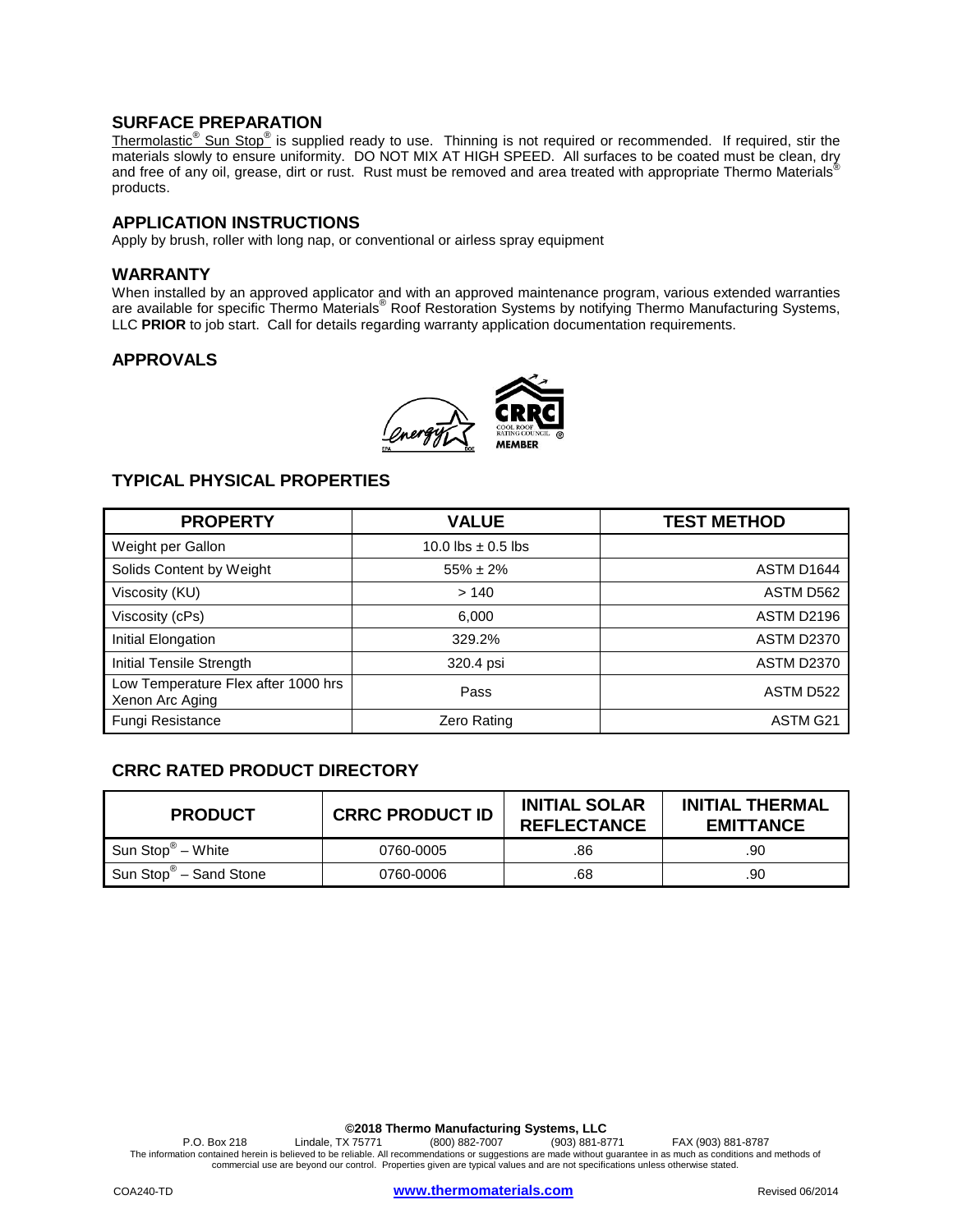## SURFACE PREPARATION

Thermolastic® Sun Stop® is supplied ready to use. Thinning is not required or recommended. If required, stir the materials slowly to ensure uniformity. DO NOT MIX AT HIGH SPEED. All surfaces to be coated must be clean, dry and free of any oil, grease, dirt or rust. Rust must be removed and area treated with appropriate Thermo Materials® products.

## APPLICATION INSTRUCTIONS

Apply by brush, roller with long nap, or conventional or airless spray equipment

## WARRANTY

When installed by an approved applicator and with an approved maintenance program, various extended warranties are available for specific Thermo Materials® Roof Restoration Systems by notifying Thermo Manufacturing Systems, LLC **PRIOR** to job start. Call for details regarding warranty application documentation requirements.

## APPROVALS

## TYPICAL PHYSICAL PROPERTIES

| PROPERTY | VALUE | TEST METHOD |
|---|---|---|
| Weight per Gallon | 10.0 lbs ± 0.5 lbs | |
| Solids Content by Weight | 55% ± 2% | ASTM D1644 |
| Viscosity (KU) | > 140 | ASTM D562 |
| Viscosity (cPs) | 6,000 | ASTM D2196 |
| Initial Elongation | 329.2% | ASTM D2370 |
| Initial Tensile Strength | 320.4 psi | ASTM D2370 |
| Low Temperature Flex after 1000 hrs Xenon Arc Aging | Pass | ASTM D522 |
| Fungi Resistance | Zero Rating | ASTM G21 |

## CRRC RATED PRODUCT DIRECTORY

| PRODUCT | CRRC PRODUCT ID | INITIAL SOLAR REFLECTANCE | INITIAL THERMAL EMITTANCE |
|---|---|---|---|
| Sun Stop® – White | 0760-0005 | .86 | .90 |
| Sun Stop® – Sand Stone | 0760-0006 | .68 | .90 |

**©2018 Thermo Manufacturing Systems, LLC**

P.O. Box 218 Lindale, TX 75771 (800) 882-7007 (903) 881-8771 FAX (903) 881-8787

The information contained herein is believed to be reliable. All recommendations or suggestions are made without guarantee in as much as conditions and methods of commercial use are beyond our control. Properties given are typical values and are not specifications unless otherwise stated.

COA240-TD **www.thermomaterials.com** Revised 06/2014